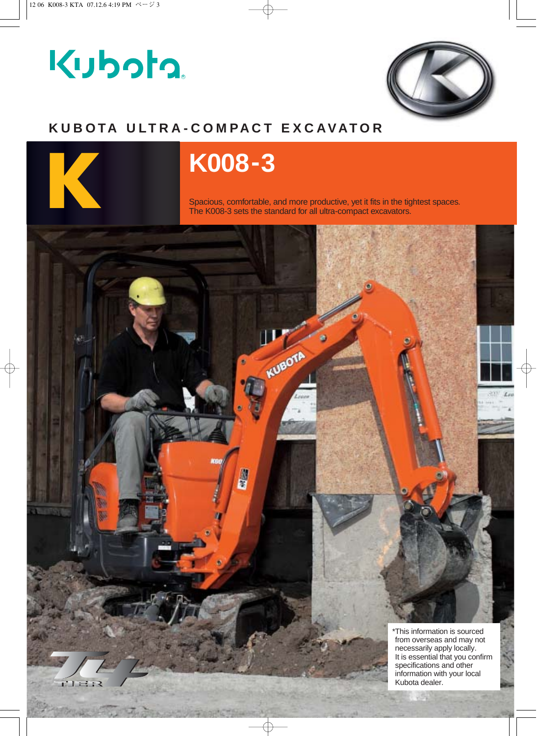Kubota

## KUBOTA ULTRA-COMPACT EXCAVATOR

# K008-3

Spacious, comfortable, and more productive, yet it fits in the tightest spaces.
The K008-3 sets the standard for all ultra-compact excavators.

*This information is sourced from overseas and may not necessarily apply locally.
It is essential that you confirm specifications and other information with your local Kubota dealer.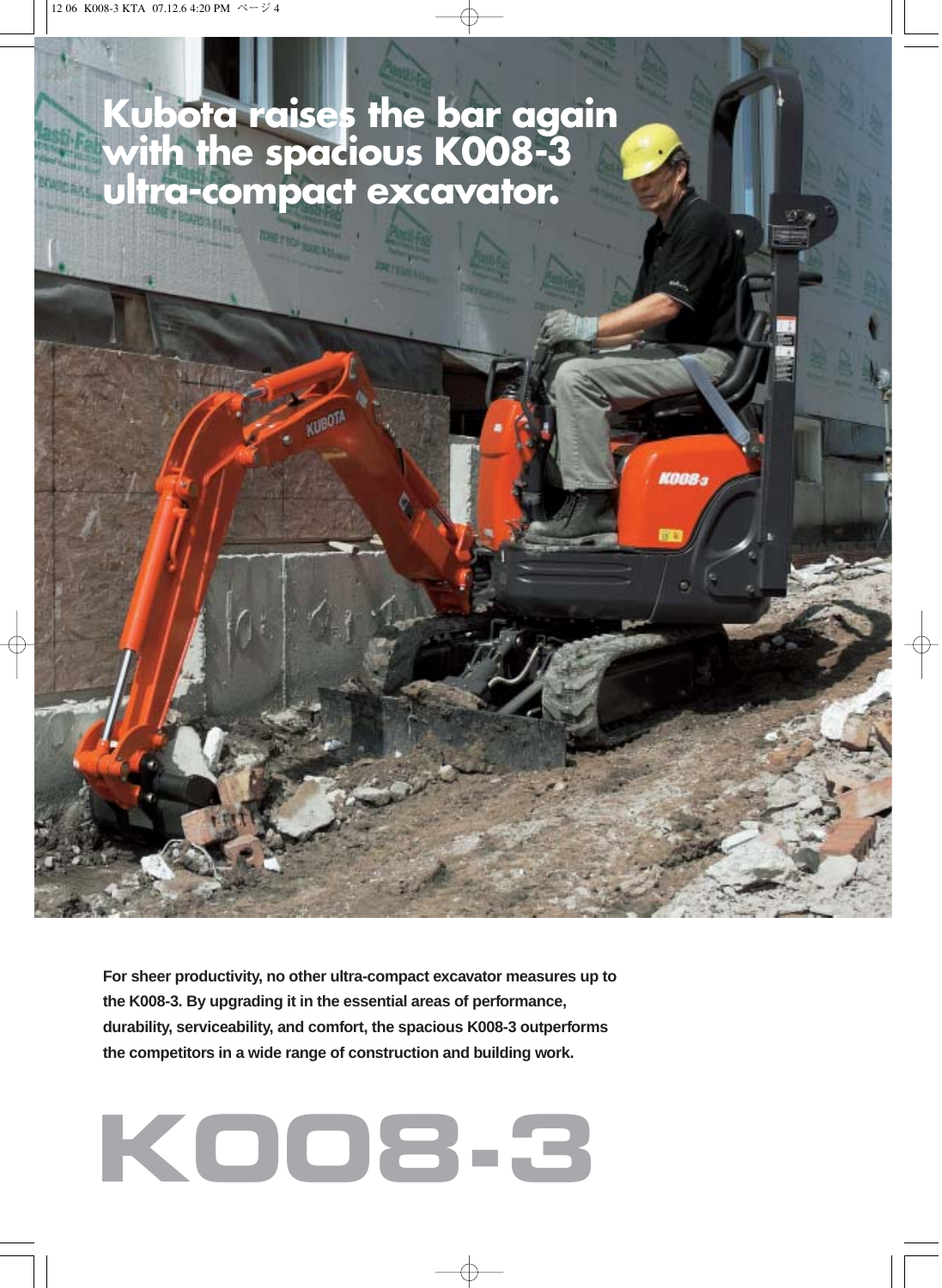# Kubota raises the bar again with the spacious K008-3 ultra-compact excavator.

**For sheer productivity, no other ultra-compact excavator measures up to the K008-3. By upgrading it in the essential areas of performance, durability, serviceability, and comfort, the spacious K008-3 outperforms the competitors in a wide range of construction and building work.**

# K008-3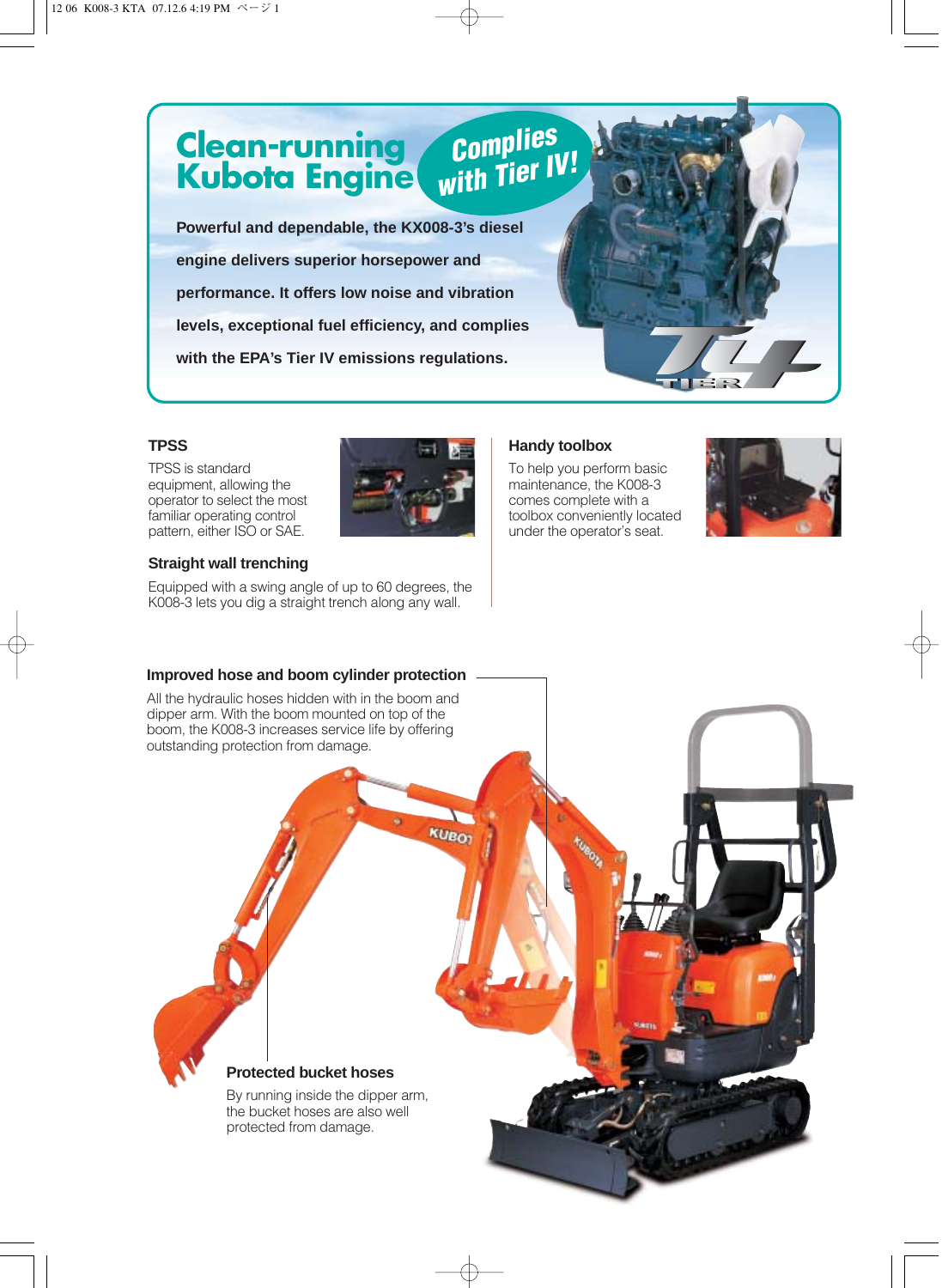# Clean-running Kubota Engine

**Complies with Tier IV!**

**Powerful and dependable, the KX008-3's diesel engine delivers superior horsepower and performance. It offers low noise and vibration levels, exceptional fuel efficiency, and complies with the EPA's Tier IV emissions regulations.**

### TPSS

TPSS is standard equipment, allowing the operator to select the most familiar operating control pattern, either ISO or SAE.

### Straight wall trenching

Equipped with a swing angle of up to 60 degrees, the K008-3 lets you dig a straight trench along any wall.

### Handy toolbox

To help you perform basic maintenance, the K008-3 comes complete with a toolbox conveniently located under the operator's seat.

### Improved hose and boom cylinder protection

All the hydraulic hoses hidden with in the boom and dipper arm. With the boom mounted on top of the boom, the K008-3 increases service life by offering outstanding protection from damage.

### Protected bucket hoses

By running inside the dipper arm, the bucket hoses are also well protected from damage.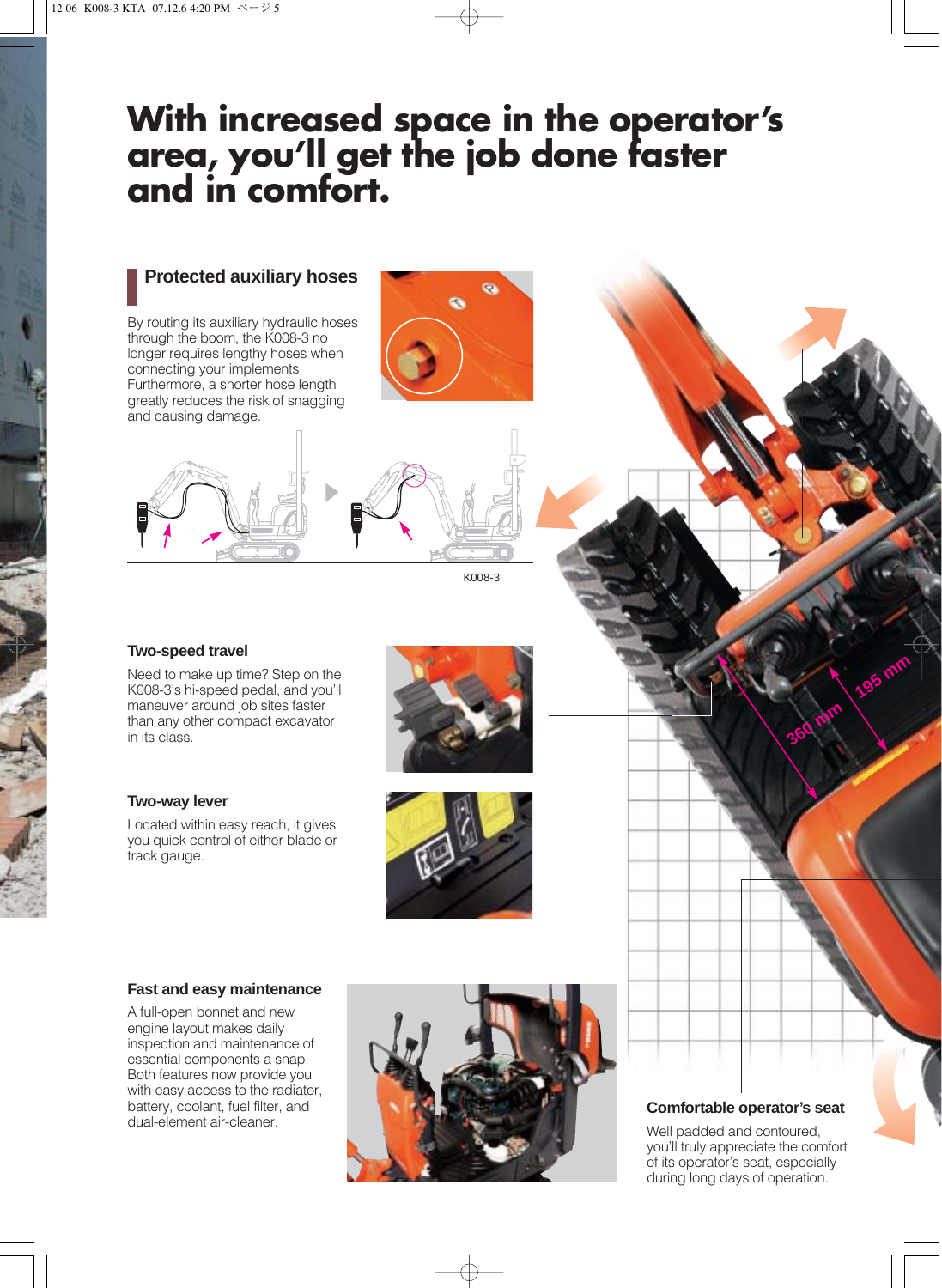# With increased space in the operator's area, you'll get the job done faster and in comfort.

## Protected auxiliary hoses

By routing its auxiliary hydraulic hoses through the boom, the K008-3 no longer requires lengthy hoses when connecting your implements. Furthermore, a shorter hose length greatly reduces the risk of snagging and causing damage.

K008-3

## Two-speed travel

Need to make up time? Step on the K008-3's hi-speed pedal, and you'll maneuver around job sites faster than any other compact excavator in its class.

## Two-way lever

Located within easy reach, it gives you quick control of either blade or track gauge.

## Fast and easy maintenance

A full-open bonnet and new engine layout makes daily inspection and maintenance of essential components a snap. Both features now provide you with easy access to the radiator, battery, coolant, fuel filter, and dual-element air-cleaner.

360 mm

195 mm

## Comfortable operator's seat

Well padded and contoured, you'll truly appreciate the comfort of its operator's seat, especially during long days of operation.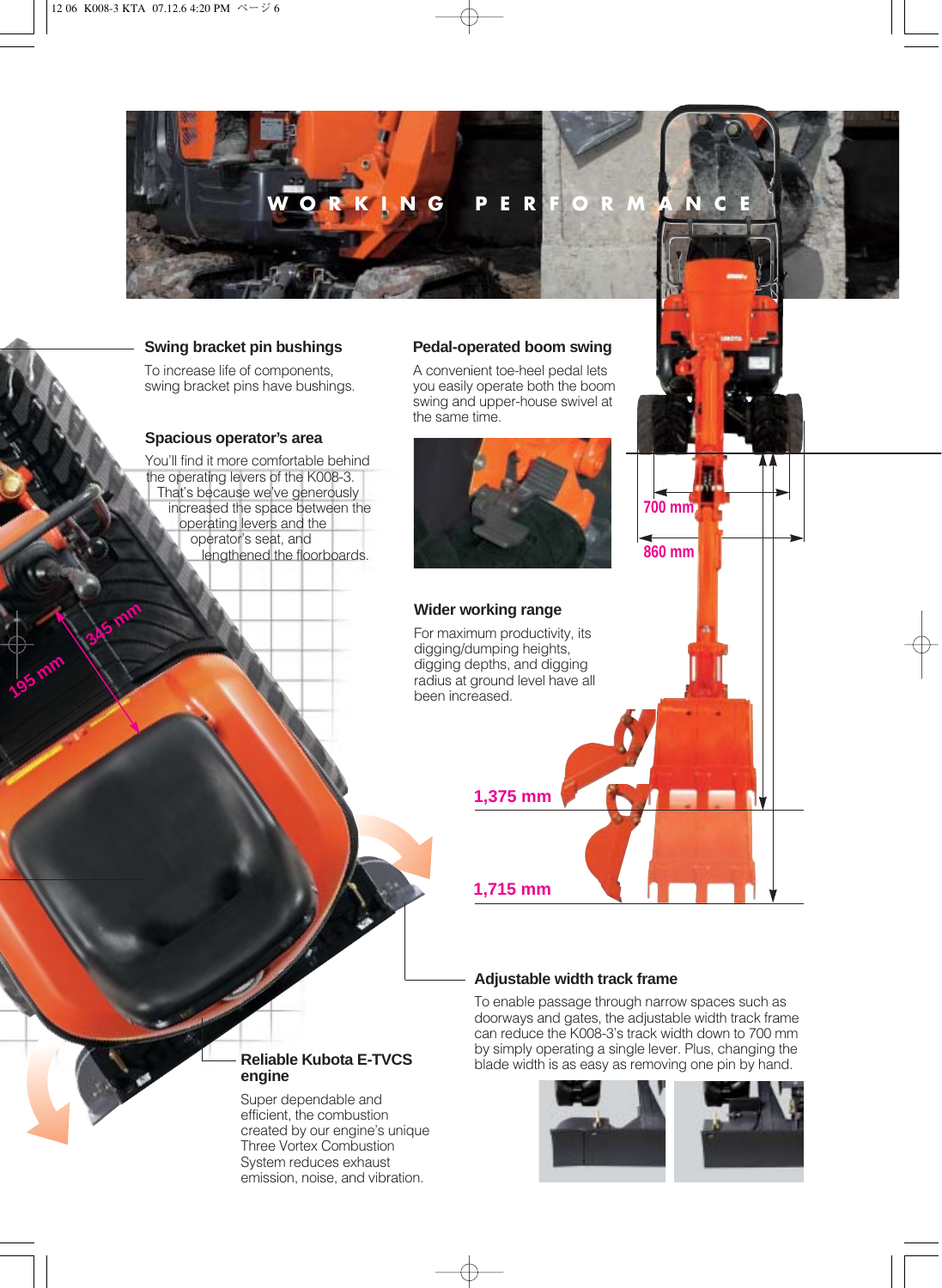# WORKING PERFORMANCE

### Swing bracket pin bushings

To increase life of components, swing bracket pins have bushings.

### Spacious operator's area

You'll find it more comfortable behind the operating levers of the K008-3. That's because we've generously increased the space between the operating levers and the operator's seat, and lengthened the floorboards.

195 mm

345 mm

### Pedal-operated boom swing

A convenient toe-heel pedal lets you easily operate both the boom swing and upper-house swivel at the same time.

### Wider working range

For maximum productivity, its digging/dumping heights, digging depths, and digging radius at ground level have all been increased.

700 mm

860 mm

1,375 mm

1,715 mm

### Adjustable width track frame

To enable passage through narrow spaces such as doorways and gates, the adjustable width track frame can reduce the K008-3's track width down to 700 mm by simply operating a single lever. Plus, changing the blade width is as easy as removing one pin by hand.

### Reliable Kubota E-TVCS engine

Super dependable and efficient, the combustion created by our engine's unique Three Vortex Combustion System reduces exhaust emission, noise, and vibration.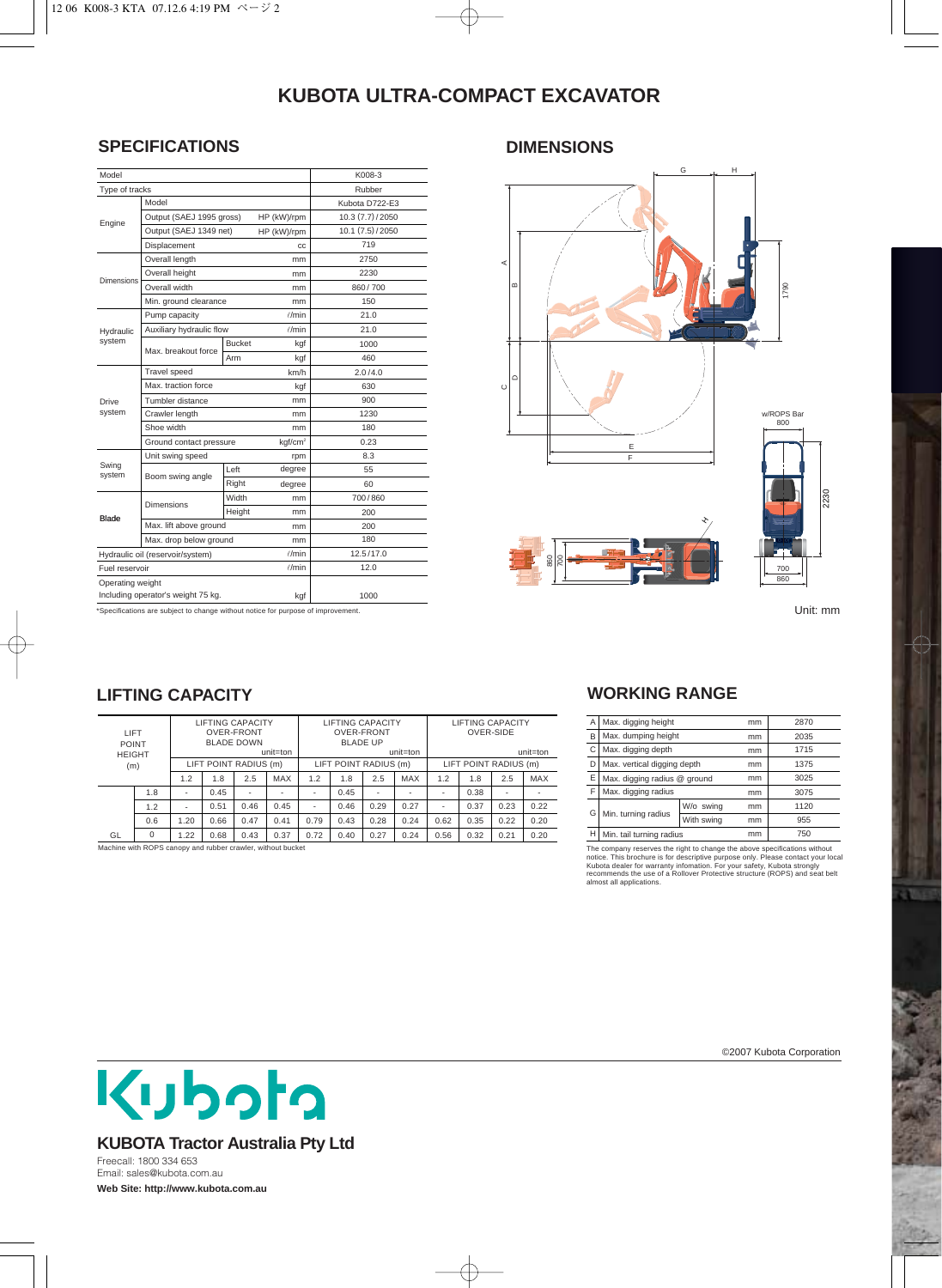# KUBOTA ULTRA-COMPACT EXCAVATOR

## SPECIFICATIONS

| Model | | | | K008-3 |
|---|---|---|---|---|
| Type of tracks | | | | Rubber |
| Engine | Model | | | Kubota D722-E3 |
| | Output (SAEJ 1995 gross) | | HP (kW)/rpm | 10.3 (7.7) / 2050 |
| | Output (SAEJ 1349 net) | | HP (kW)/rpm | 10.1 (7.5) / 2050 |
| | Displacement | | cc | 719 |
| Dimensions | Overall length | | mm | 2750 |
| | Overall height | | mm | 2230 |
| | Overall width | | mm | 860 / 700 |
| | Min. ground clearance | | mm | 150 |
| Hydraulic system | Pump capacity | | ℓ/min | 21.0 |
| | Auxiliary hydraulic flow | | ℓ/min | 21.0 |
| | Max. breakout force | Bucket | kgf | 1000 |
| | | Arm | kgf | 460 |
| Drive system | Travel speed | | km/h | 2.0 / 4.0 |
| | Max. traction force | | kgf | 630 |
| | Tumbler distance | | mm | 900 |
| | Crawler length | | mm | 1230 |
| | Shoe width | | mm | 180 |
| | Ground contact pressure | | kgf/cm² | 0.23 |
| Swing system | Unit swing speed | | rpm | 8.3 |
| | Boom swing angle | Left | degree | 55 |
| | | Right | degree | 60 |
| Blade | Dimensions | Width | mm | 700 / 860 |
| | | Height | mm | 200 |
| | Max. lift above ground | | mm | 200 |
| | Max. drop below ground | | mm | 180 |
| Hydraulic oil (reservoir/system) | | | ℓ/min | 12.5 / 17.0 |
| Fuel reservoir | | | ℓ/min | 12.0 |
| Operating weight Including operator's weight 75 kg. | | | kgf | 1000 |

*Specifications are subject to change without notice for purpose of improvement.

## DIMENSIONS

G
H
A
B
C
D
E
F
1790
w/ROPS Bar
800
2230
700
860
860
700
H

Unit: mm

## LIFTING CAPACITY

| LIFT POINT HEIGHT (m) | | LIFTING CAPACITY OVER-FRONT BLADE DOWN unit=ton | | | | LIFTING CAPACITY OVER-FRONT BLADE UP unit=ton | | | | LIFTING CAPACITY OVER-SIDE unit=ton | | | |
|---|---|---|---|---|---|---|---|---|---|---|---|---|---|
| | | LIFT POINT RADIUS (m) | | | | LIFT POINT RADIUS (m) | | | | LIFT POINT RADIUS (m) | | | |
| | | 1.2 | 1.8 | 2.5 | MAX | 1.2 | 1.8 | 2.5 | MAX | 1.2 | 1.8 | 2.5 | MAX |
| | 1.8 | - | 0.45 | - | - | - | 0.45 | - | - | - | 0.38 | - | - |
| | 1.2 | - | 0.51 | 0.46 | 0.45 | - | 0.46 | 0.29 | 0.27 | - | 0.37 | 0.23 | 0.22 |
| | 0.6 | 1.20 | 0.66 | 0.47 | 0.41 | 0.79 | 0.43 | 0.28 | 0.24 | 0.62 | 0.35 | 0.22 | 0.20 |
| GL | 0 | 1.22 | 0.68 | 0.43 | 0.37 | 0.72 | 0.40 | 0.27 | 0.24 | 0.56 | 0.32 | 0.21 | 0.20 |

Machine with ROPS canopy and rubber crawler, without bucket

## WORKING RANGE

| | | | | |
|---|---|---|---|---|
| A | Max. digging height | | mm | 2870 |
| B | Max. dumping height | | mm | 2035 |
| C | Max. digging depth | | mm | 1715 |
| D | Max. vertical digging depth | | mm | 1375 |
| E | Max. digging radius @ ground | | mm | 3025 |
| F | Max. digging radius | | mm | 3075 |
| G | Min. turning radius | W/o swing | mm | 1120 |
| | | With swing | mm | 955 |
| H | Min. tail turning radius | | mm | 750 |

The company reserves the right to change the above specifications without notice. This brochure is for descriptive purpose only. Please contact your local Kubota dealer for warranty infomation. For your safety, Kubota strongly recommends the use of a Rollover Protective structure (ROPS) and seat belt almost all applications.

©2007 Kubota Corporation

Kubota

**KUBOTA Tractor Australia Pty Ltd**

Freecall: 1800 334 653
Email: sales@kubota.com.au

**Web Site: http://www.kubota.com.au**